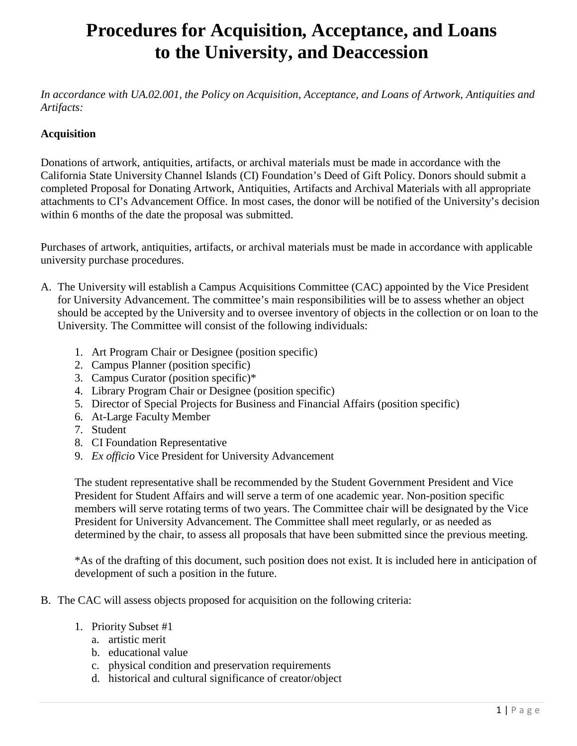# Procedures for Acquisition, Acceptance, and Loans to the University, and Deaccession

*In accordance with UA.02.001, the Policy on Acquisition, Acceptance, and Loans of Artwork, Antiquities and Artifacts:*

**Acquisition**

Donations of artwork, antiquities, artifacts, or archival materials must be made in accordance with the California State University Channel Islands (CI) Foundation's Deed of Gift Policy. Donors should submit a completed Proposal for Donating Artwork, Antiquities, Artifacts and Archival Materials with all appropriate attachments to CI's Advancement Office. In most cases, the donor will be notified of the University's decision within 6 months of the date the proposal was submitted.

Purchases of artwork, antiquities, artifacts, or archival materials must be made in accordance with applicable university purchase procedures.

A. The University will establish a Campus Acquisitions Committee (CAC) appointed by the Vice President for University Advancement. The committee's main responsibilities will be to assess whether an object should be accepted by the University and to oversee inventory of objects in the collection or on loan to the University. The Committee will consist of the following individuals:

   1. Art Program Chair or Designee (position specific)
   2. Campus Planner (position specific)
   3. Campus Curator (position specific)*
   4. Library Program Chair or Designee (position specific)
   5. Director of Special Projects for Business and Financial Affairs (position specific)
   6. At-Large Faculty Member
   7. Student
   8. CI Foundation Representative
   9. *Ex officio* Vice President for University Advancement

   The student representative shall be recommended by the Student Government President and Vice President for Student Affairs and will serve a term of one academic year. Non-position specific members will serve rotating terms of two years. The Committee chair will be designated by the Vice President for University Advancement. The Committee shall meet regularly, or as needed as determined by the chair, to assess all proposals that have been submitted since the previous meeting.

   *As of the drafting of this document, such position does not exist. It is included here in anticipation of development of such a position in the future.

B. The CAC will assess objects proposed for acquisition on the following criteria:

   1. Priority Subset #1
      a. artistic merit
      b. educational value
      c. physical condition and preservation requirements
      d. historical and cultural significance of creator/object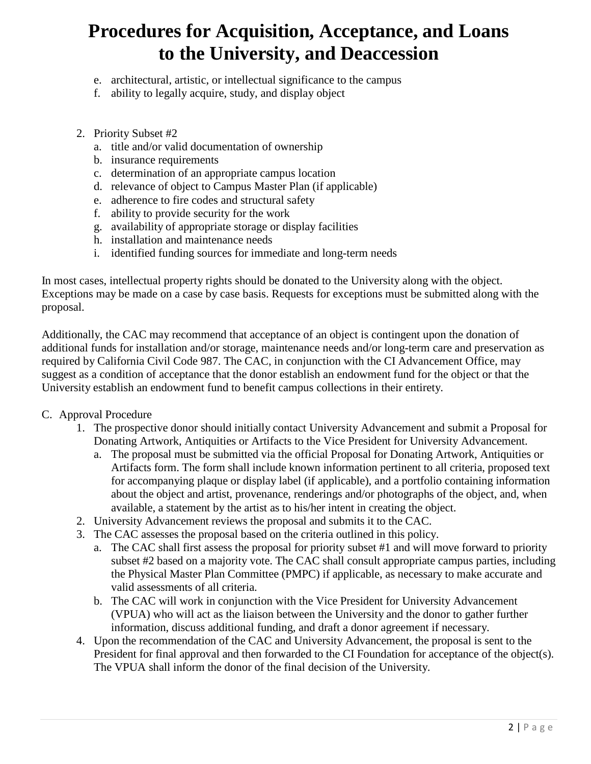e. architectural, artistic, or intellectual significance to the campus
f. ability to legally acquire, study, and display object

2. Priority Subset #2
   a. title and/or valid documentation of ownership
   b. insurance requirements
   c. determination of an appropriate campus location
   d. relevance of object to Campus Master Plan (if applicable)
   e. adherence to fire codes and structural safety
   f. ability to provide security for the work
   g. availability of appropriate storage or display facilities
   h. installation and maintenance needs
   i. identified funding sources for immediate and long-term needs

In most cases, intellectual property rights should be donated to the University along with the object. Exceptions may be made on a case by case basis. Requests for exceptions must be submitted along with the proposal.

Additionally, the CAC may recommend that acceptance of an object is contingent upon the donation of additional funds for installation and/or storage, maintenance needs and/or long-term care and preservation as required by California Civil Code 987. The CAC, in conjunction with the CI Advancement Office, may suggest as a condition of acceptance that the donor establish an endowment fund for the object or that the University establish an endowment fund to benefit campus collections in their entirety.

C. Approval Procedure
   1. The prospective donor should initially contact University Advancement and submit a Proposal for Donating Artwork, Antiquities or Artifacts to the Vice President for University Advancement.
      a. The proposal must be submitted via the official Proposal for Donating Artwork, Antiquities or Artifacts form. The form shall include known information pertinent to all criteria, proposed text for accompanying plaque or display label (if applicable), and a portfolio containing information about the object and artist, provenance, renderings and/or photographs of the object, and, when available, a statement by the artist as to his/her intent in creating the object.
   2. University Advancement reviews the proposal and submits it to the CAC.
   3. The CAC assesses the proposal based on the criteria outlined in this policy.
      a. The CAC shall first assess the proposal for priority subset #1 and will move forward to priority subset #2 based on a majority vote. The CAC shall consult appropriate campus parties, including the Physical Master Plan Committee (PMPC) if applicable, as necessary to make accurate and valid assessments of all criteria.
      b. The CAC will work in conjunction with the Vice President for University Advancement (VPUA) who will act as the liaison between the University and the donor to gather further information, discuss additional funding, and draft a donor agreement if necessary.
   4. Upon the recommendation of the CAC and University Advancement, the proposal is sent to the President for final approval and then forwarded to the CI Foundation for acceptance of the object(s). The VPUA shall inform the donor of the final decision of the University.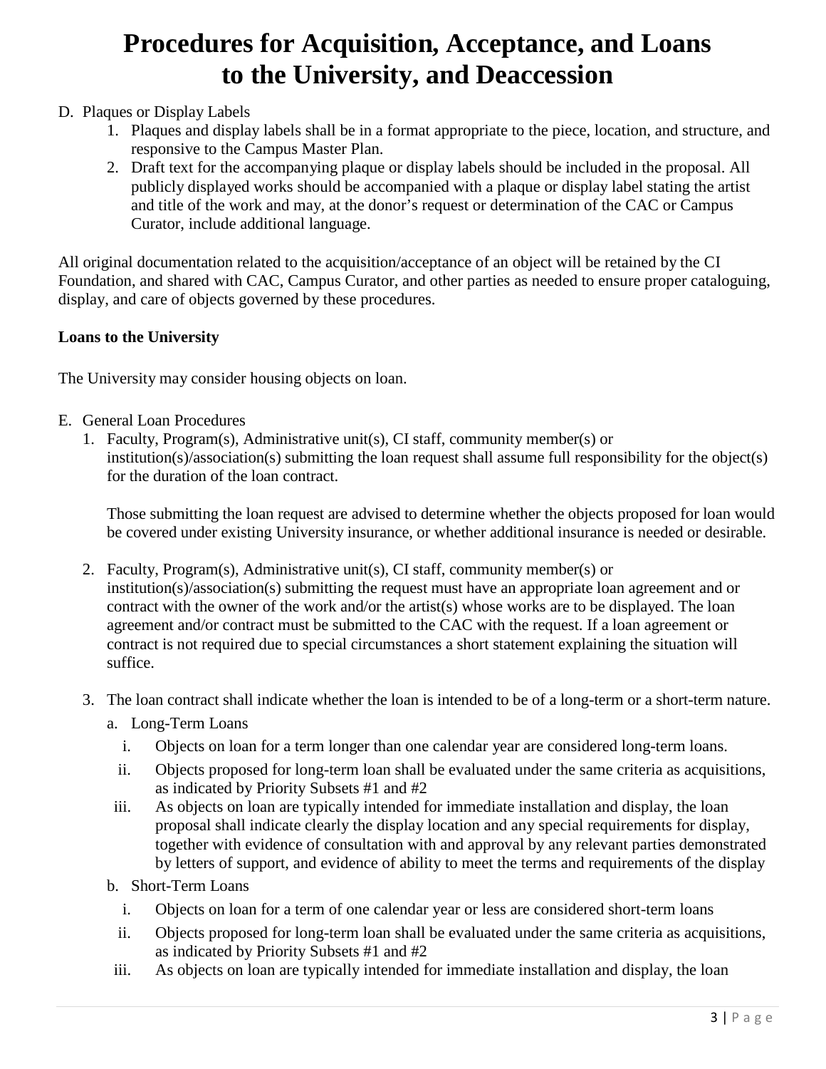# Procedures for Acquisition, Acceptance, and Loans to the University, and Deaccession

D. Plaques or Display Labels
   1. Plaques and display labels shall be in a format appropriate to the piece, location, and structure, and responsive to the Campus Master Plan.
   2. Draft text for the accompanying plaque or display labels should be included in the proposal. All publicly displayed works should be accompanied with a plaque or display label stating the artist and title of the work and may, at the donor's request or determination of the CAC or Campus Curator, include additional language.

All original documentation related to the acquisition/acceptance of an object will be retained by the CI Foundation, and shared with CAC, Campus Curator, and other parties as needed to ensure proper cataloguing, display, and care of objects governed by these procedures.

**Loans to the University**

The University may consider housing objects on loan.

E. General Loan Procedures
   1. Faculty, Program(s), Administrative unit(s), CI staff, community member(s) or institution(s)/association(s) submitting the loan request shall assume full responsibility for the object(s) for the duration of the loan contract.

      Those submitting the loan request are advised to determine whether the objects proposed for loan would be covered under existing University insurance, or whether additional insurance is needed or desirable.

   2. Faculty, Program(s), Administrative unit(s), CI staff, community member(s) or institution(s)/association(s) submitting the request must have an appropriate loan agreement and or contract with the owner of the work and/or the artist(s) whose works are to be displayed. The loan agreement and/or contract must be submitted to the CAC with the request. If a loan agreement or contract is not required due to special circumstances a short statement explaining the situation will suffice.

   3. The loan contract shall indicate whether the loan is intended to be of a long-term or a short-term nature.
      a. Long-Term Loans
         i. Objects on loan for a term longer than one calendar year are considered long-term loans.
         ii. Objects proposed for long-term loan shall be evaluated under the same criteria as acquisitions, as indicated by Priority Subsets #1 and #2
         iii. As objects on loan are typically intended for immediate installation and display, the loan proposal shall indicate clearly the display location and any special requirements for display, together with evidence of consultation with and approval by any relevant parties demonstrated by letters of support, and evidence of ability to meet the terms and requirements of the display
      b. Short-Term Loans
         i. Objects on loan for a term of one calendar year or less are considered short-term loans
         ii. Objects proposed for long-term loan shall be evaluated under the same criteria as acquisitions, as indicated by Priority Subsets #1 and #2
         iii. As objects on loan are typically intended for immediate installation and display, the loan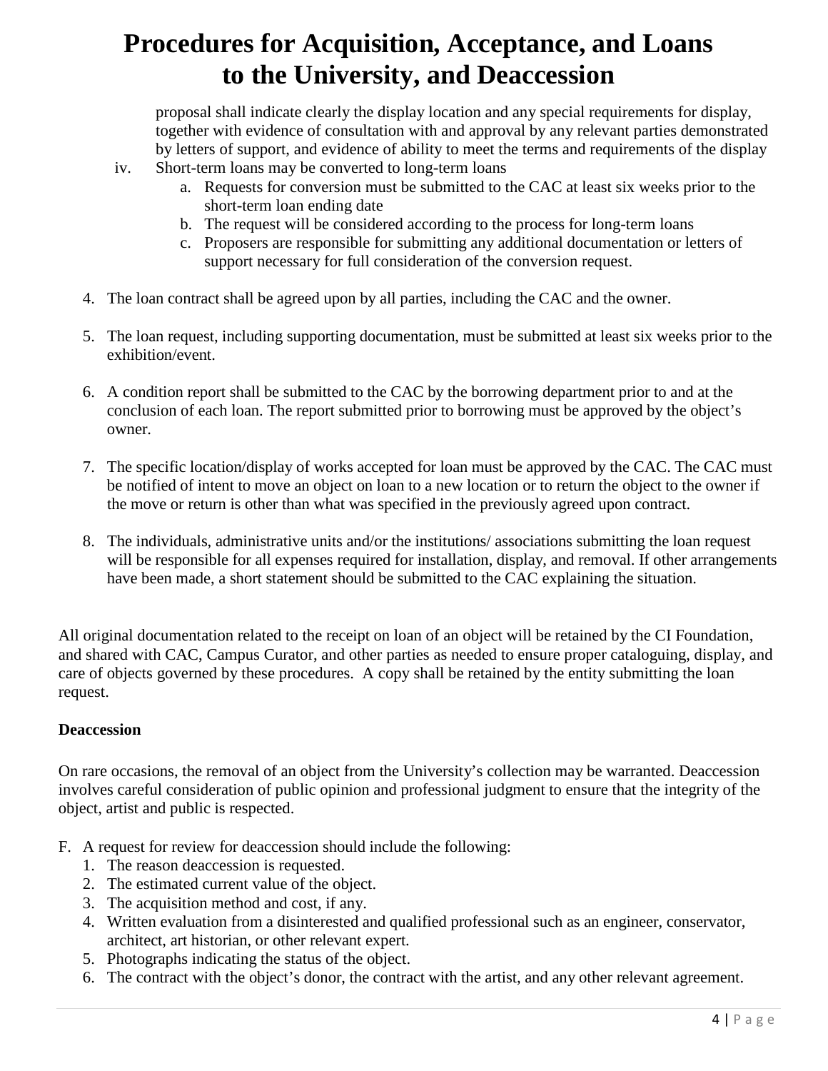proposal shall indicate clearly the display location and any special requirements for display, together with evidence of consultation with and approval by any relevant parties demonstrated by letters of support, and evidence of ability to meet the terms and requirements of the display

iv. Short-term loans may be converted to long-term loans
   a. Requests for conversion must be submitted to the CAC at least six weeks prior to the short-term loan ending date
   b. The request will be considered according to the process for long-term loans
   c. Proposers are responsible for submitting any additional documentation or letters of support necessary for full consideration of the conversion request.

4. The loan contract shall be agreed upon by all parties, including the CAC and the owner.

5. The loan request, including supporting documentation, must be submitted at least six weeks prior to the exhibition/event.

6. A condition report shall be submitted to the CAC by the borrowing department prior to and at the conclusion of each loan. The report submitted prior to borrowing must be approved by the object's owner.

7. The specific location/display of works accepted for loan must be approved by the CAC. The CAC must be notified of intent to move an object on loan to a new location or to return the object to the owner if the move or return is other than what was specified in the previously agreed upon contract.

8. The individuals, administrative units and/or the institutions/ associations submitting the loan request will be responsible for all expenses required for installation, display, and removal. If other arrangements have been made, a short statement should be submitted to the CAC explaining the situation.

All original documentation related to the receipt on loan of an object will be retained by the CI Foundation, and shared with CAC, Campus Curator, and other parties as needed to ensure proper cataloguing, display, and care of objects governed by these procedures. A copy shall be retained by the entity submitting the loan request.

**Deaccession**

On rare occasions, the removal of an object from the University's collection may be warranted. Deaccession involves careful consideration of public opinion and professional judgment to ensure that the integrity of the object, artist and public is respected.

F. A request for review for deaccession should include the following:
   1. The reason deaccession is requested.
   2. The estimated current value of the object.
   3. The acquisition method and cost, if any.
   4. Written evaluation from a disinterested and qualified professional such as an engineer, conservator, architect, art historian, or other relevant expert.
   5. Photographs indicating the status of the object.
   6. The contract with the object's donor, the contract with the artist, and any other relevant agreement.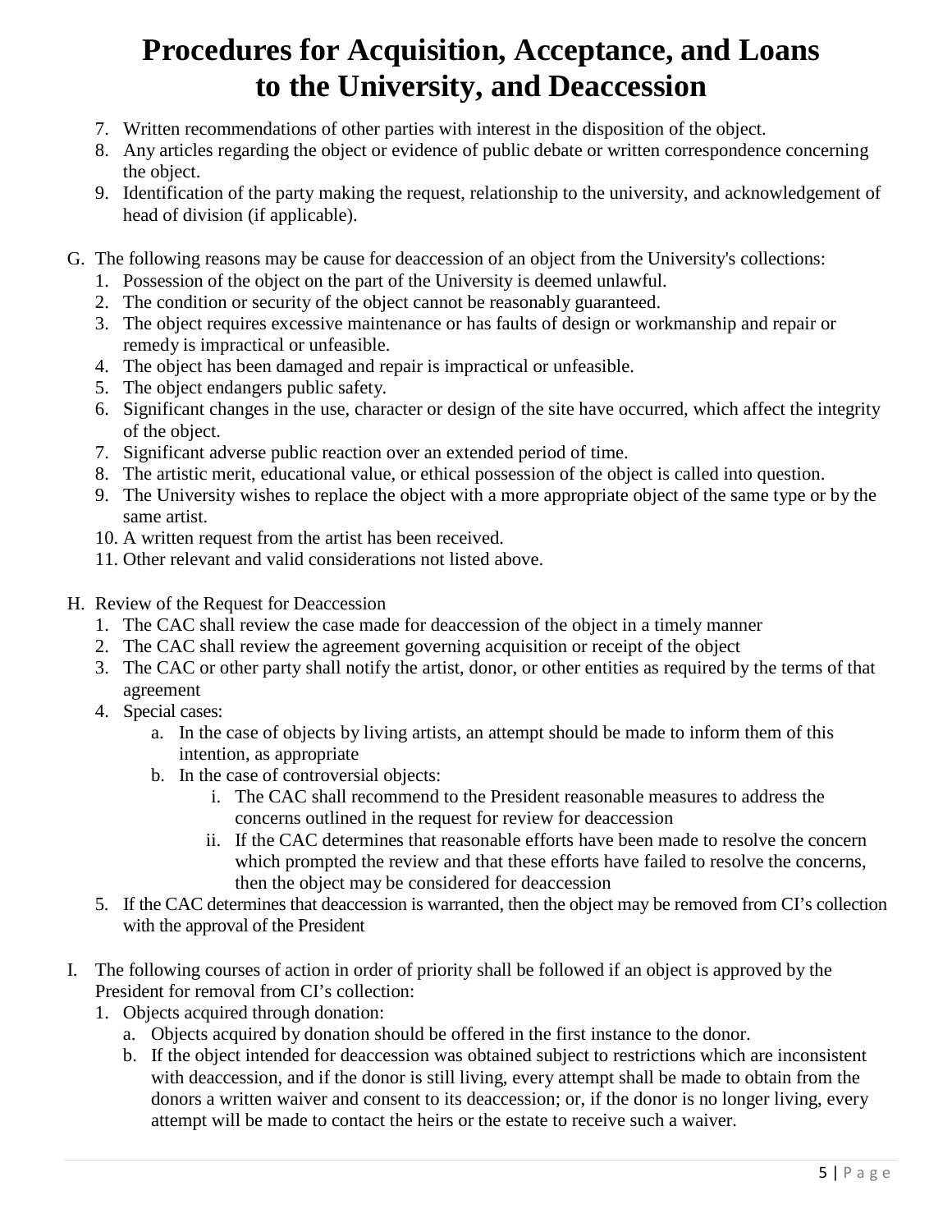# Procedures for Acquisition, Acceptance, and Loans to the University, and Deaccession

7. Written recommendations of other parties with interest in the disposition of the object.
8. Any articles regarding the object or evidence of public debate or written correspondence concerning the object.
9. Identification of the party making the request, relationship to the university, and acknowledgement of head of division (if applicable).

G. The following reasons may be cause for deaccession of an object from the University's collections:
   1. Possession of the object on the part of the University is deemed unlawful.
   2. The condition or security of the object cannot be reasonably guaranteed.
   3. The object requires excessive maintenance or has faults of design or workmanship and repair or remedy is impractical or unfeasible.
   4. The object has been damaged and repair is impractical or unfeasible.
   5. The object endangers public safety.
   6. Significant changes in the use, character or design of the site have occurred, which affect the integrity of the object.
   7. Significant adverse public reaction over an extended period of time.
   8. The artistic merit, educational value, or ethical possession of the object is called into question.
   9. The University wishes to replace the object with a more appropriate object of the same type or by the same artist.
   10. A written request from the artist has been received.
   11. Other relevant and valid considerations not listed above.

H. Review of the Request for Deaccession
   1. The CAC shall review the case made for deaccession of the object in a timely manner
   2. The CAC shall review the agreement governing acquisition or receipt of the object
   3. The CAC or other party shall notify the artist, donor, or other entities as required by the terms of that agreement
   4. Special cases:
      a. In the case of objects by living artists, an attempt should be made to inform them of this intention, as appropriate
      b. In the case of controversial objects:
         i. The CAC shall recommend to the President reasonable measures to address the concerns outlined in the request for review for deaccession
         ii. If the CAC determines that reasonable efforts have been made to resolve the concern which prompted the review and that these efforts have failed to resolve the concerns, then the object may be considered for deaccession
   5. If the CAC determines that deaccession is warranted, then the object may be removed from CI's collection with the approval of the President

I. The following courses of action in order of priority shall be followed if an object is approved by the President for removal from CI's collection:
   1. Objects acquired through donation:
      a. Objects acquired by donation should be offered in the first instance to the donor.
      b. If the object intended for deaccession was obtained subject to restrictions which are inconsistent with deaccession, and if the donor is still living, every attempt shall be made to obtain from the donors a written waiver and consent to its deaccession; or, if the donor is no longer living, every attempt will be made to contact the heirs or the estate to receive such a waiver.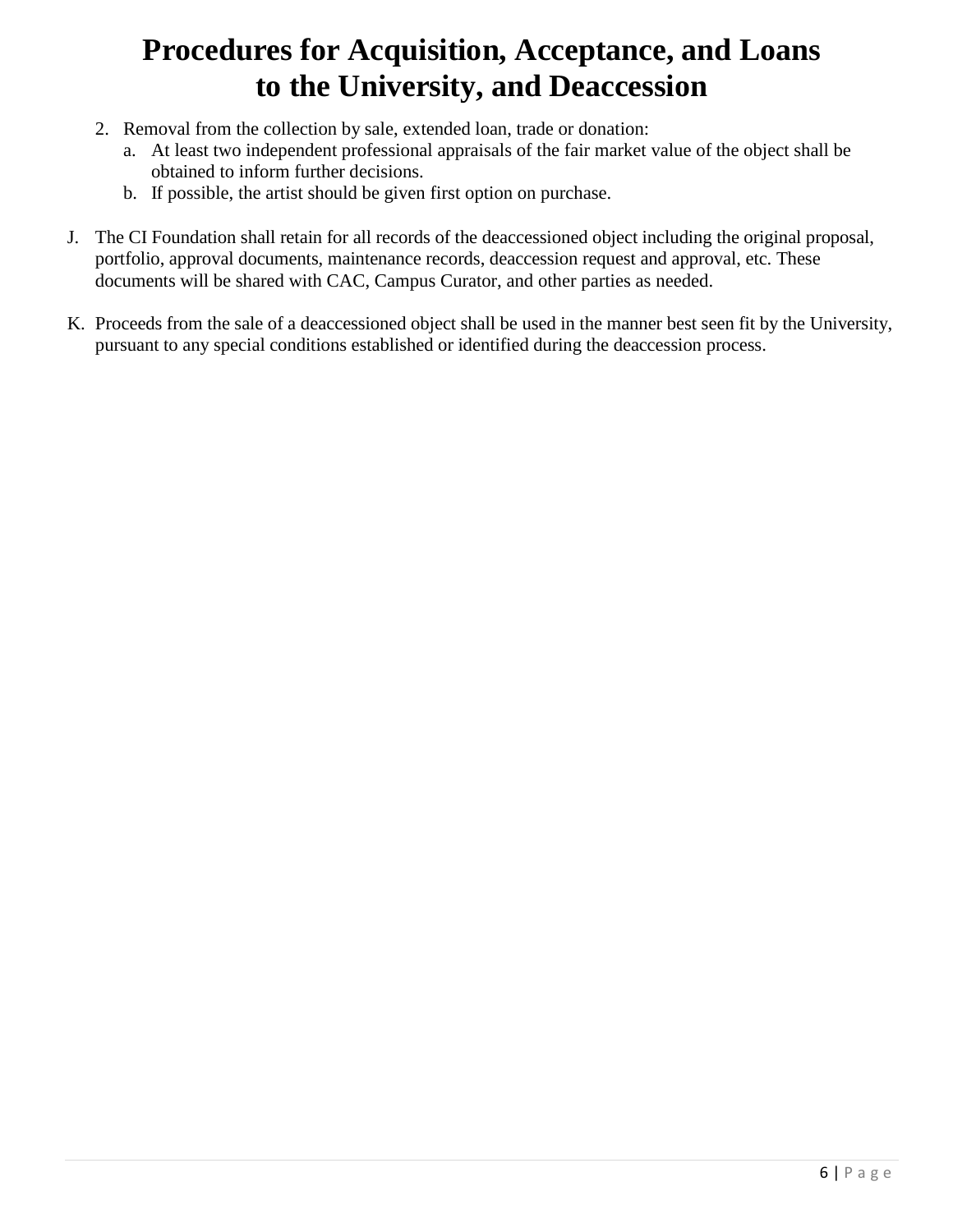# Procedures for Acquisition, Acceptance, and Loans to the University, and Deaccession

2. Removal from the collection by sale, extended loan, trade or donation:
   a. At least two independent professional appraisals of the fair market value of the object shall be obtained to inform further decisions.
   b. If possible, the artist should be given first option on purchase.

J. The CI Foundation shall retain for all records of the deaccessioned object including the original proposal, portfolio, approval documents, maintenance records, deaccession request and approval, etc. These documents will be shared with CAC, Campus Curator, and other parties as needed.

K. Proceeds from the sale of a deaccessioned object shall be used in the manner best seen fit by the University, pursuant to any special conditions established or identified during the deaccession process.